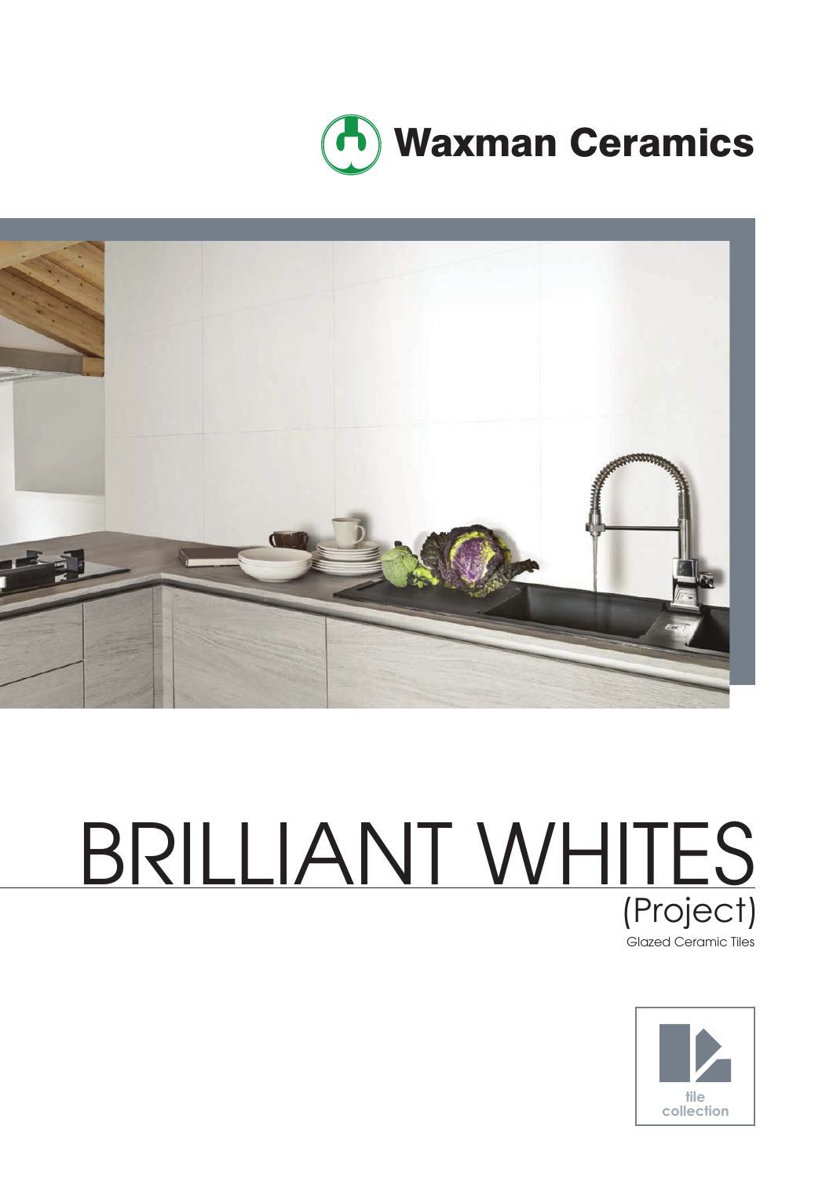Waxman Ceramics

# BRILLIANT WHITES

## (Project)

Glazed Ceramic Tiles

tile collection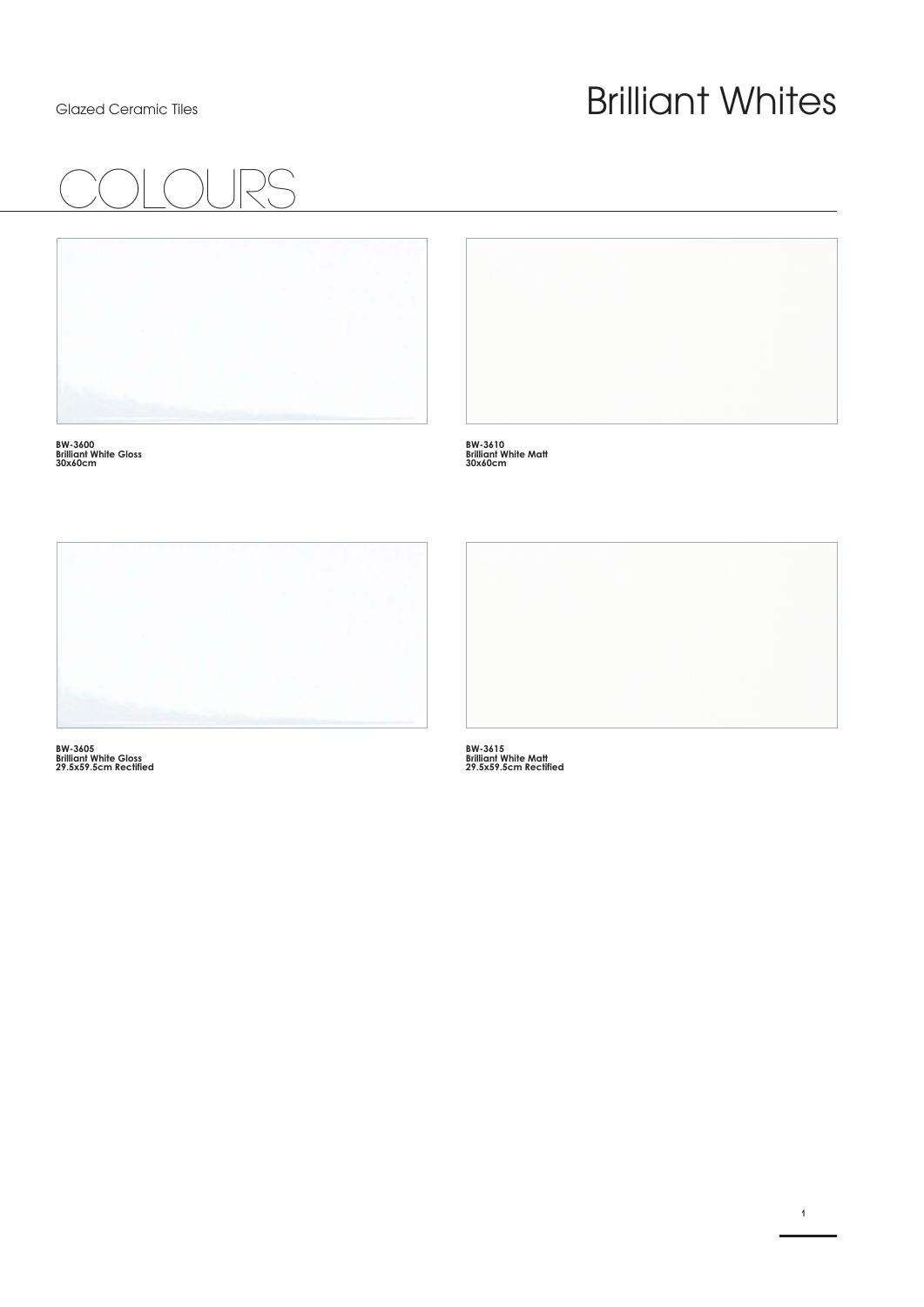Glazed Ceramic Tiles

# Brilliant Whites

## COLOURS

**BW-3600**
**Brilliant White Gloss**
**30x60cm**

**BW-3610**
**Brilliant White Matt**
**30x60cm**

**BW-3605**
**Brilliant White Gloss**
**29.5x59.5cm Rectified**

**BW-3615**
**Brilliant White Matt**
**29.5x59.5cm Rectified**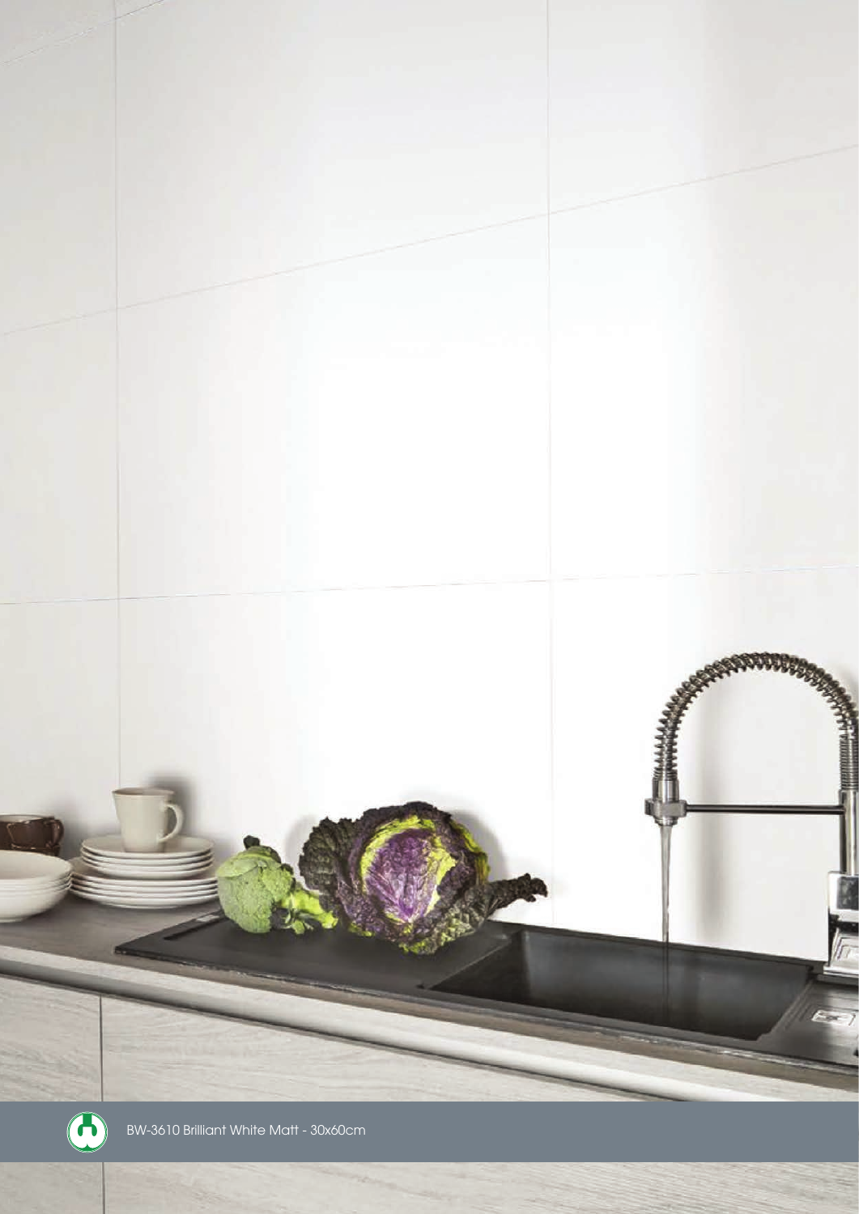BW-3610 Brilliant White Matt - 30x60cm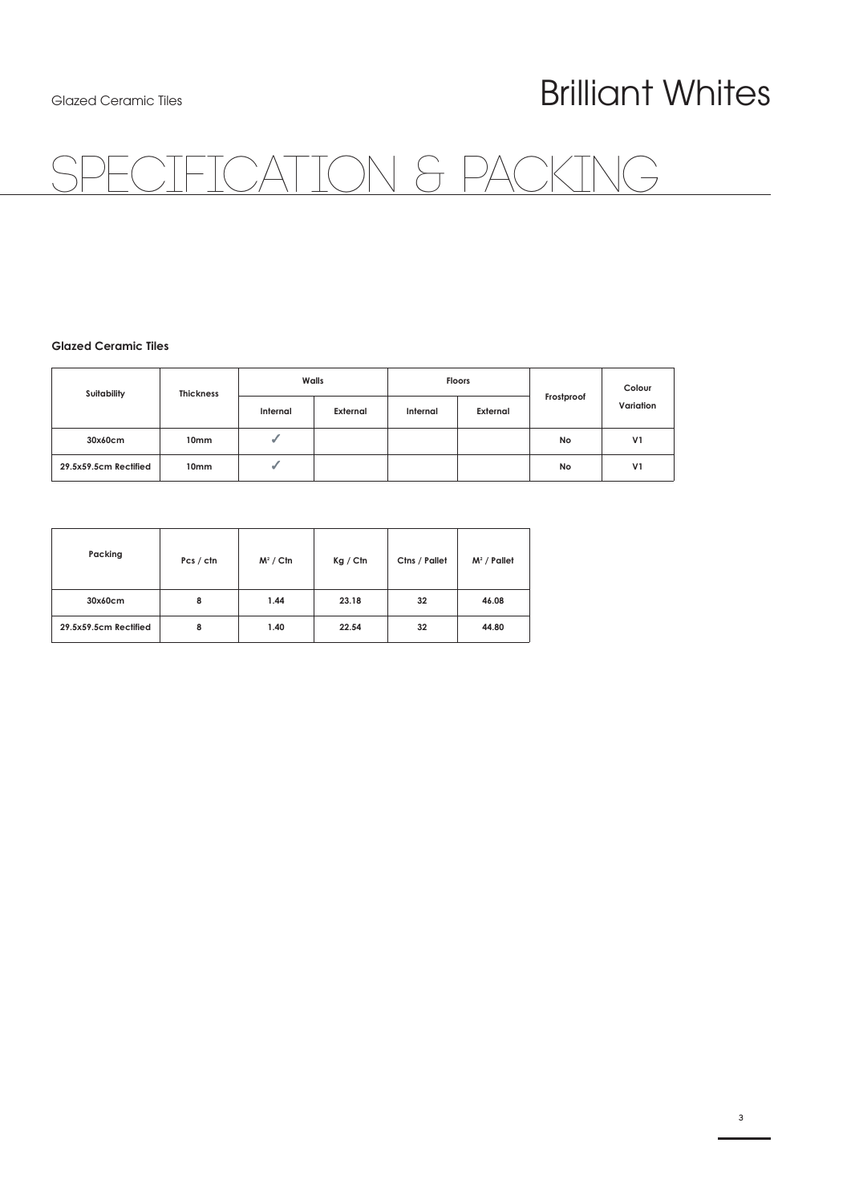Glazed Ceramic Tiles

# Brilliant Whites

## SPECIFICATION & PACKING

### Glazed Ceramic Tiles

| Suitability | Thickness | Walls | | Floors | | Frostproof | Colour Variation |
|---|---|---|---|---|---|---|---|
| | | Internal | External | Internal | External | | |
| 30x60cm | 10mm | ✓ | | | | No | V1 |
| 29.5x59.5cm Rectified | 10mm | ✓ | | | | No | V1 |

| Packing | Pcs / ctn | $M^2$ / Ctn | Kg / Ctn | Ctns / Pallet | $M^2$ / Pallet |
|---|---|---|---|---|---|
| 30x60cm | 8 | 1.44 | 23.18 | 32 | 46.08 |
| 29.5x59.5cm Rectified | 8 | 1.40 | 22.54 | 32 | 44.80 |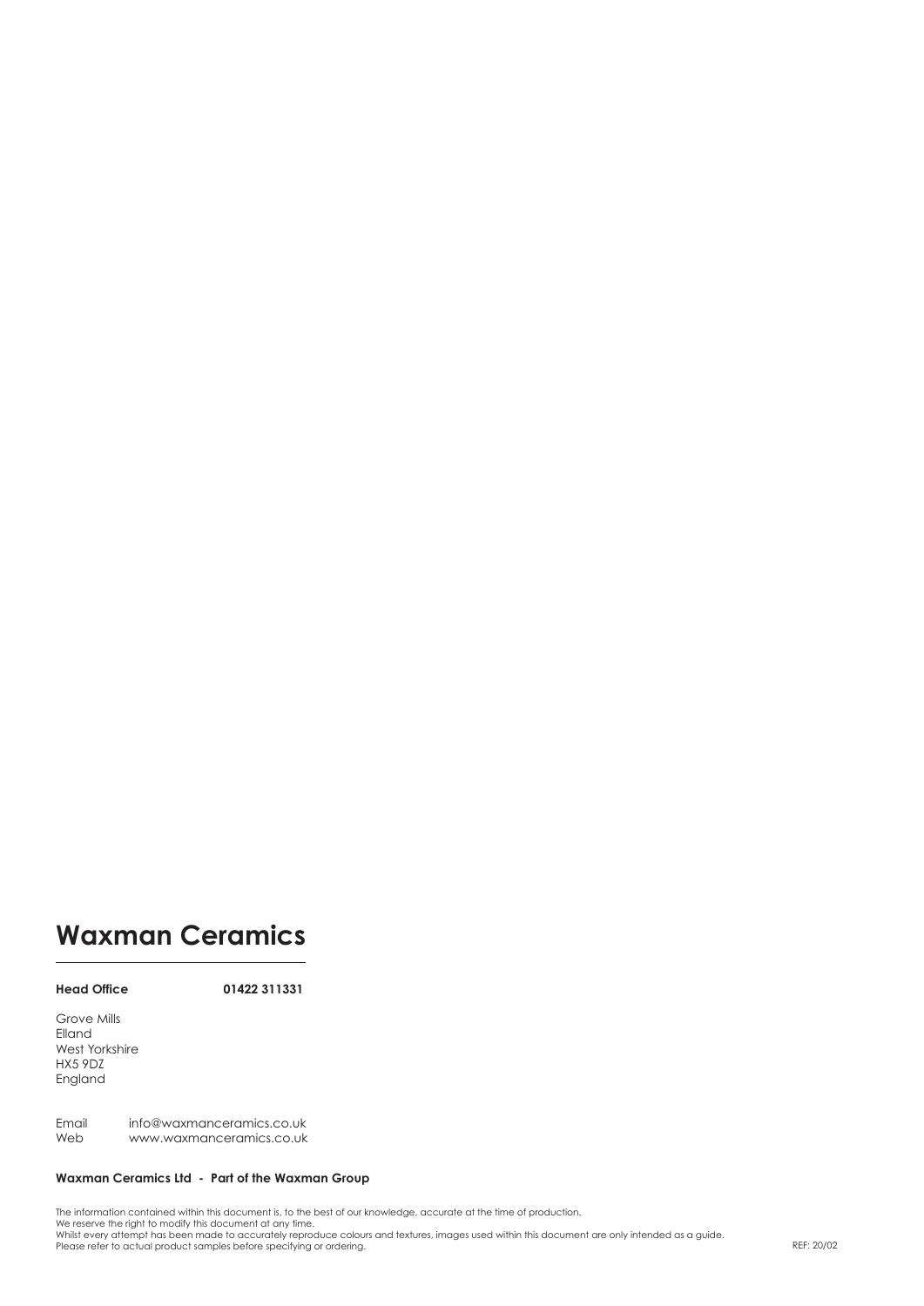# Waxman Ceramics

**Head Office** **01422 311331**

Grove Mills
Elland
West Yorkshire
HX5 9DZ
England

Email info@waxmanceramics.co.uk
Web www.waxmanceramics.co.uk

**Waxman Ceramics Ltd - Part of the Waxman Group**

The information contained within this document is, to the best of our knowledge, accurate at the time of production.
We reserve the right to modify this document at any time.
Whilst every attempt has been made to accurately reproduce colours and textures, images used within this document are only intended as a guide.
Please refer to actual product samples before specifying or ordering.

REF: 20/02